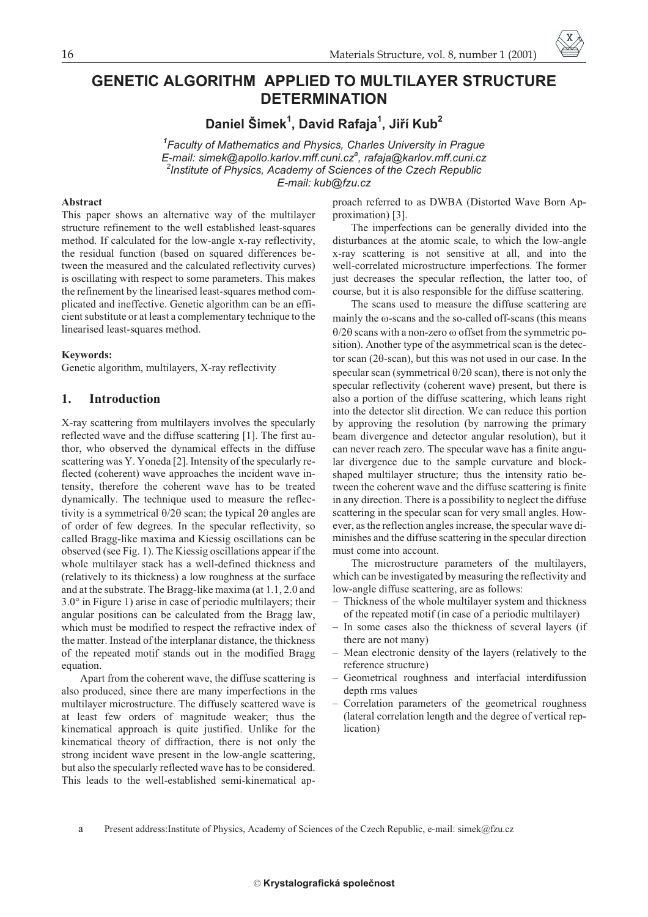# GENETIC ALGORITHM APPLIED TO MULTILAYER STRUCTURE DETERMINATION

**Daniel Šimek[1], David Rafaja[1], Jiří Kub[2]**

*[1]Faculty of Mathematics and Physics, Charles University in Prague*
*E-mail: simek@apollo.karlov.mff.cuni.cz[a], rafaja@karlov.mff.cuni.cz*
*[2]Institute of Physics, Academy of Sciences of the Czech Republic*
*E-mail: kub@fzu.cz*

**Abstract**

This paper shows an alternative way of the multilayer structure refinement to the well established least-squares method. If calculated for the low-angle x-ray reflectivity, the residual function (based on squared differences between the measured and the calculated reflectivity curves) is oscillating with respect to some parameters. This makes the refinement by the linearised least-squares method complicated and ineffective. Genetic algorithm can be an efficient substitute or at least a complementary technique to the linearised least-squares method.

**Keywords:**

Genetic algorithm, multilayers, X-ray reflectivity

## 1. Introduction

X-ray scattering from multilayers involves the specularly reflected wave and the diffuse scattering [1]. The first author, who observed the dynamical effects in the diffuse scattering was Y. Yoneda [2]. Intensity of the specularly reflected (coherent) wave approaches the incident wave intensity, therefore the coherent wave has to be treated dynamically. The technique used to measure the reflectivity is a symmetrical $\theta/2\theta$ scan; the typical $2\theta$ angles are of order of few degrees. In the specular reflectivity, so called Bragg-like maxima and Kiessig oscillations can be observed (see Fig. 1). The Kiessig oscillations appear if the whole multilayer stack has a well-defined thickness and (relatively to its thickness) a low roughness at the surface and at the substrate. The Bragg-like maxima (at 1.1, 2.0 and 3.0° in Figure 1) arise in case of periodic multilayers; their angular positions can be calculated from the Bragg law, which must be modified to respect the refractive index of the matter. Instead of the interplanar distance, the thickness of the repeated motif stands out in the modified Bragg equation.

Apart from the coherent wave, the diffuse scattering is also produced, since there are many imperfections in the multilayer microstructure. The diffusely scattered wave is at least few orders of magnitude weaker; thus the kinematical approach is quite justified. Unlike for the kinematical theory of diffraction, there is not only the strong incident wave present in the low-angle scattering, but also the specularly reflected wave has to be considered. This leads to the well-established semi-kinematical approach referred to as DWBA (Distorted Wave Born Approximation) [3].

The imperfections can be generally divided into the disturbances at the atomic scale, to which the low-angle x-ray scattering is not sensitive at all, and into the well-correlated microstructure imperfections. The former just decreases the specular reflection, the latter too, of course, but it is also responsible for the diffuse scattering.

The scans used to measure the diffuse scattering are mainly the $\omega$-scans and the so-called off-scans (this means $\theta/2\theta$ scans with a non-zero $\omega$ offset from the symmetric position). Another type of the asymmetrical scan is the detector scan ($2\theta$-scan), but this was not used in our case. In the specular scan (symmetrical $\theta/2\theta$ scan), there is not only the specular reflectivity (coherent wave) present, but there is also a portion of the diffuse scattering, which leans right into the detector slit direction. We can reduce this portion by approving the resolution (by narrowing the primary beam divergence and detector angular resolution), but it can never reach zero. The specular wave has a finite angular divergence due to the sample curvature and block-shaped multilayer structure; thus the intensity ratio between the coherent wave and the diffuse scattering is finite in any direction. There is a possibility to neglect the diffuse scattering in the specular scan for very small angles. However, as the reflection angles increase, the specular wave diminishes and the diffuse scattering in the specular direction must come into account.

The microstructure parameters of the multilayers, which can be investigated by measuring the reflectivity and low-angle diffuse scattering, are as follows:

- Thickness of the whole multilayer system and thickness of the repeated motif (in case of a periodic multilayer)
- In some cases also the thickness of several layers (if there are not many)
- Mean electronic density of the layers (relatively to the reference structure)
- Geometrical roughness and interfacial interdifussion depth rms values
- Correlation parameters of the geometrical roughness (lateral correlation length and the degree of vertical replication)

a Present address: Institute of Physics, Academy of Sciences of the Czech Republic, e-mail: simek@fzu.cz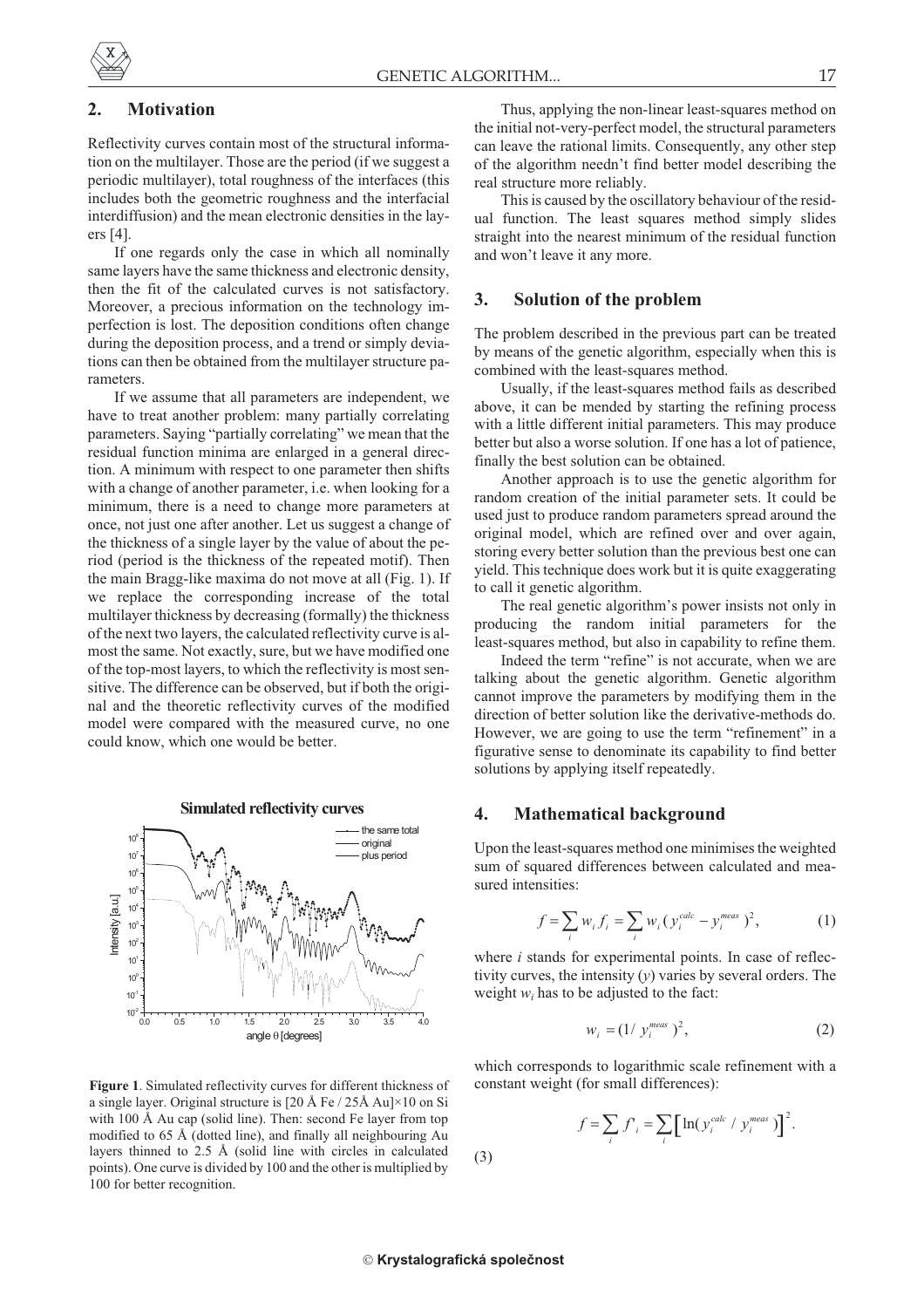## 2. Motivation

Reflectivity curves contain most of the structural information on the multilayer. Those are the period (if we suggest a periodic multilayer), total roughness of the interfaces (this includes both the geometric roughness and the interfacial interdiffusion) and the mean electronic densities in the layers [4].

If one regards only the case in which all nominally same layers have the same thickness and electronic density, then the fit of the calculated curves is not satisfactory. Moreover, a precious information on the technology imperfection is lost. The deposition conditions often change during the deposition process, and a trend or simply deviations can then be obtained from the multilayer structure parameters.

If we assume that all parameters are independent, we have to treat another problem: many partially correlating parameters. Saying "partially correlating" we mean that the residual function minima are enlarged in a general direction. A minimum with respect to one parameter then shifts with a change of another parameter, i.e. when looking for a minimum, there is a need to change more parameters at once, not just one after another. Let us suggest a change of the thickness of a single layer by the value of about the period (period is the thickness of the repeated motif). Then the main Bragg-like maxima do not move at all (Fig. 1). If we replace the corresponding increase of the total multilayer thickness by decreasing (formally) the thickness of the next two layers, the calculated reflectivity curve is almost the same. Not exactly, sure, but we have modified one of the top-most layers, to which the reflectivity is most sensitive. The difference can be observed, but if both the original and the theoretic reflectivity curves of the modified model were compared with the measured curve, no one could know, which one would be better.

**Figure 1**. Simulated reflectivity curves for different thickness of a single layer. Original structure is [20 Å Fe / 25Å Au]×10 on Si with 100 Å Au cap (solid line). Then: second Fe layer from top modified to 65 Å (dotted line), and finally all neighbouring Au layers thinned to 2.5 Å (solid line with circles in calculated points). One curve is divided by 100 and the other is multiplied by 100 for better recognition.

Thus, applying the non-linear least-squares method on the initial not-very-perfect model, the structural parameters can leave the rational limits. Consequently, any other step of the algorithm needn't find better model describing the real structure more reliably.

This is caused by the oscillatory behaviour of the residual function. The least squares method simply slides straight into the nearest minimum of the residual function and won't leave it any more.

## 3. Solution of the problem

The problem described in the previous part can be treated by means of the genetic algorithm, especially when this is combined with the least-squares method.

Usually, if the least-squares method fails as described above, it can be mended by starting the refining process with a little different initial parameters. This may produce better but also a worse solution. If one has a lot of patience, finally the best solution can be obtained.

Another approach is to use the genetic algorithm for random creation of the initial parameter sets. It could be used just to produce random parameters spread around the original model, which are refined over and over again, storing every better solution than the previous best one can yield. This technique does work but it is quite exaggerating to call it genetic algorithm.

The real genetic algorithm's power insists not only in producing the random initial parameters for the least-squares method, but also in capability to refine them.

Indeed the term "refine" is not accurate, when we are talking about the genetic algorithm. Genetic algorithm cannot improve the parameters by modifying them in the direction of better solution like the derivative-methods do. However, we are going to use the term "refinement" in a figurative sense to denominate its capability to find better solutions by applying itself repeatedly.

## 4. Mathematical background

Upon the least-squares method one minimises the weighted sum of squared differences between calculated and measured intensities:

$$f = \sum_i w_i f_i = \sum_i w_i (y_i^{calc} - y_i^{meas})^2, \tag{1}$$

where $i$ stands for experimental points. In case of reflectivity curves, the intensity ($y$) varies by several orders. The weight $w_i$ has to be adjusted to the fact:

$$w_i = (1/y_i^{meas})^2, \tag{2}$$

which corresponds to logarithmic scale refinement with a constant weight (for small differences):

$$f = \sum_i f'_i = \sum_i \left[\ln(y_i^{calc} / y_i^{meas})\right]^2. \tag{3}$$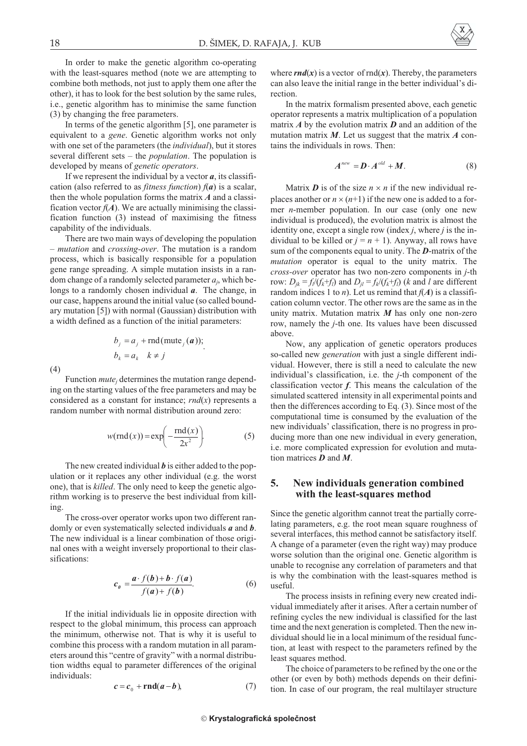In order to make the genetic algorithm co-operating with the least-squares method (note we are attempting to combine both methods, not just to apply them one after the other), it has to look for the best solution by the same rules, i.e., genetic algorithm has to minimise the same function (3) by changing the free parameters.

In terms of the genetic algorithm [5], one parameter is equivalent to a *gene*. Genetic algorithm works not only with one set of the parameters (the *individual*), but it stores several different sets – the *population*. The population is developed by means of *genetic operators*.

If we represent the individual by a vector $\boldsymbol{a}$, its classification (also referred to as *fitness function*) $f(\boldsymbol{a})$ is a scalar, then the whole population forms the matrix $\boldsymbol{A}$ and a classification vector $f(\boldsymbol{A})$. We are actually minimising the classification function (3) instead of maximising the fitness capability of the individuals.

There are two main ways of developing the population – *mutation* and *crossing-over*. The mutation is a random process, which is basically responsible for a population gene range spreading. A simple mutation insists in a random change of a randomly selected parameter $a_j$, which belongs to a randomly chosen individual $\boldsymbol{a}$. The change, in our case, happens around the initial value (so called boundary mutation [5]) with normal (Gaussian) distribution with a width defined as a function of the initial parameters:

$$b_j = a_j + \mathrm{rnd}(\mathrm{mute}_j(\boldsymbol{a}));$$
$$b_k = a_k \quad k \neq j \tag{4}$$

Function $mute_j$ determines the mutation range depending on the starting values of the free parameters and may be considered as a constant for instance; $rnd(x)$ represents a random number with normal distribution around zero:

$$w(\mathrm{rnd}(x)) = \exp\left(-\frac{\mathrm{rnd}(x)}{2x^2}\right). \tag{5}$$

The new created individual $\boldsymbol{b}$ is either added to the population or it replaces any other individual (e.g. the worst one), that is *killed*. The only need to keep the genetic algorithm working is to preserve the best individual from killing.

The cross-over operator works upon two different randomly or even systematically selected individuals $\boldsymbol{a}$ and $\boldsymbol{b}$. The new individual is a linear combination of those original ones with a weight inversely proportional to their classifications:

$$\boldsymbol{c_0} = \frac{\boldsymbol{a} \cdot f(\boldsymbol{b}) + \boldsymbol{b} \cdot f(\boldsymbol{a})}{f(\boldsymbol{a}) + f(\boldsymbol{b})}. \tag{6}$$

If the initial individuals lie in opposite direction with respect to the global minimum, this process can approach the minimum, otherwise not. That is why it is useful to combine this process with a random mutation in all parameters around this "centre of gravity" with a normal distribution widths equal to parameter differences of the original individuals:

$$\boldsymbol{c} = \boldsymbol{c}_0 + \mathbf{rnd}(\boldsymbol{a} - \boldsymbol{b}), \tag{7}$$

where $\boldsymbol{rnd}(\boldsymbol{x})$ is a vector of $\mathrm{rnd}(x)$. Thereby, the parameters can also leave the initial range in the better individual's direction.

In the matrix formalism presented above, each genetic operator represents a matrix multiplication of a population matrix $\boldsymbol{A}$ by the evolution matrix $\boldsymbol{D}$ and an addition of the mutation matrix $\boldsymbol{M}$. Let us suggest that the matrix $\boldsymbol{A}$ contains the individuals in rows. Then:

$$\boldsymbol{A}^{new} = \boldsymbol{D} \cdot \boldsymbol{A}^{old} + \boldsymbol{M}. \tag{8}$$

Matrix $\boldsymbol{D}$ is of the size $n \times n$ if the new individual replaces another or $n \times (n+1)$ if the new one is added to a former $n$-member population. In our case (only one new individual is produced), the evolution matrix is almost the identity one, except a single row (index $j$, where $j$ is the individual to be killed or $j = n + 1$). Anyway, all rows have sum of the components equal to unity. The $\boldsymbol{D}$-matrix of the *mutation* operator is equal to the unity matrix. The *cross-over* operator has two non-zero components in $j$-th row: $D_{jk} = f_l/(f_k+f_l)$ and $D_{jl} = f_k/(f_k+f_l)$ ($k$ and $l$ are different random indices 1 to $n$). Let us remind that $f(\boldsymbol{A})$ is a classification column vector. The other rows are the same as in the unity matrix. Mutation matrix $\boldsymbol{M}$ has only one non-zero row, namely the $j$-th one. Its values have been discussed above.

Now, any application of genetic operators produces so-called new *generation* with just a single different individual. However, there is still a need to calculate the new individual's classification, i.e. the $j$-th component of the classification vector $\boldsymbol{f}$. This means the calculation of the simulated scattered intensity in all experimental points and then the differences according to Eq. (3). Since most of the computational time is consumed by the evaluation of the new individuals' classification, there is no progress in producing more than one new individual in every generation, i.e. more complicated expression for evolution and mutation matrices $\boldsymbol{D}$ and $\boldsymbol{M}$.

## 5. New individuals generation combined with the least-squares method

Since the genetic algorithm cannot treat the partially correlating parameters, e.g. the root mean square roughness of several interfaces, this method cannot be satisfactory itself. A change of a parameter (even the right way) may produce worse solution than the original one. Genetic algorithm is unable to recognise any correlation of parameters and that is why the combination with the least-squares method is useful.

The process insists in refining every new created individual immediately after it arises. After a certain number of refining cycles the new individual is classified for the last time and the next generation is completed. Then the new individual should lie in a local minimum of the residual function, at least with respect to the parameters refined by the least squares method.

The choice of parameters to be refined by the one or the other (or even by both) methods depends on their definition. In case of our program, the real multilayer structure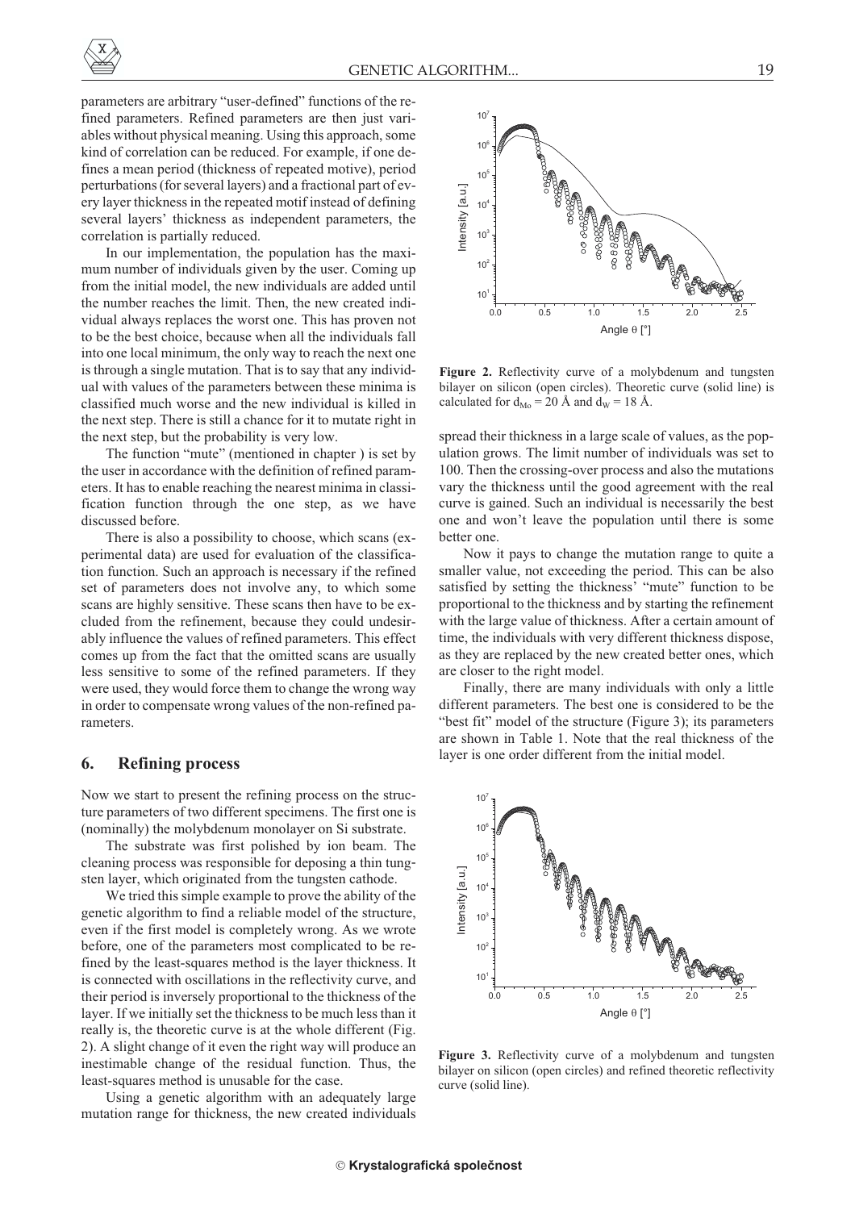parameters are arbitrary "user-defined" functions of the refined parameters. Refined parameters are then just variables without physical meaning. Using this approach, some kind of correlation can be reduced. For example, if one defines a mean period (thickness of repeated motive), period perturbations (for several layers) and a fractional part of every layer thickness in the repeated motif instead of defining several layers' thickness as independent parameters, the correlation is partially reduced.

In our implementation, the population has the maximum number of individuals given by the user. Coming up from the initial model, the new individuals are added until the number reaches the limit. Then, the new created individual always replaces the worst one. This has proven not to be the best choice, because when all the individuals fall into one local minimum, the only way to reach the next one is through a single mutation. That is to say that any individual with values of the parameters between these minima is classified much worse and the new individual is killed in the next step. There is still a chance for it to mutate right in the next step, but the probability is very low.

The function "mute" (mentioned in chapter ) is set by the user in accordance with the definition of refined parameters. It has to enable reaching the nearest minima in classification function through the one step, as we have discussed before.

There is also a possibility to choose, which scans (experimental data) are used for evaluation of the classification function. Such an approach is necessary if the refined set of parameters does not involve any, to which some scans are highly sensitive. These scans then have to be excluded from the refinement, because they could undesirably influence the values of refined parameters. This effect comes up from the fact that the omitted scans are usually less sensitive to some of the refined parameters. If they were used, they would force them to change the wrong way in order to compensate wrong values of the non-refined parameters.

## 6. Refining process

Now we start to present the refining process on the structure parameters of two different specimens. The first one is (nominally) the molybdenum monolayer on Si substrate.

The substrate was first polished by ion beam. The cleaning process was responsible for deposing a thin tungsten layer, which originated from the tungsten cathode.

We tried this simple example to prove the ability of the genetic algorithm to find a reliable model of the structure, even if the first model is completely wrong. As we wrote before, one of the parameters most complicated to be refined by the least-squares method is the layer thickness. It is connected with oscillations in the reflectivity curve, and their period is inversely proportional to the thickness of the layer. If we initially set the thickness to be much less than it really is, the theoretic curve is at the whole different (Fig. 2). A slight change of it even the right way will produce an inestimable change of the residual function. Thus, the least-squares method is unusable for the case.

Using a genetic algorithm with an adequately large mutation range for thickness, the new created individuals spread their thickness in a large scale of values, as the population grows. The limit number of individuals was set to 100. Then the crossing-over process and also the mutations vary the thickness until the good agreement with the real curve is gained. Such an individual is necessarily the best one and won't leave the population until there is some better one.

**Figure 2.** Reflectivity curve of a molybdenum and tungsten bilayer on silicon (open circles). Theoretic curve (solid line) is calculated for $d_{Mo} = 20$ Å and $d_W = 18$ Å.

Now it pays to change the mutation range to quite a smaller value, not exceeding the period. This can be also satisfied by setting the thickness' "mute" function to be proportional to the thickness and by starting the refinement with the large value of thickness. After a certain amount of time, the individuals with very different thickness dispose, as they are replaced by the new created better ones, which are closer to the right model.

Finally, there are many individuals with only a little different parameters. The best one is considered to be the "best fit" model of the structure (Figure 3); its parameters are shown in Table 1. Note that the real thickness of the layer is one order different from the initial model.

**Figure 3.** Reflectivity curve of a molybdenum and tungsten bilayer on silicon (open circles) and refined theoretic reflectivity curve (solid line).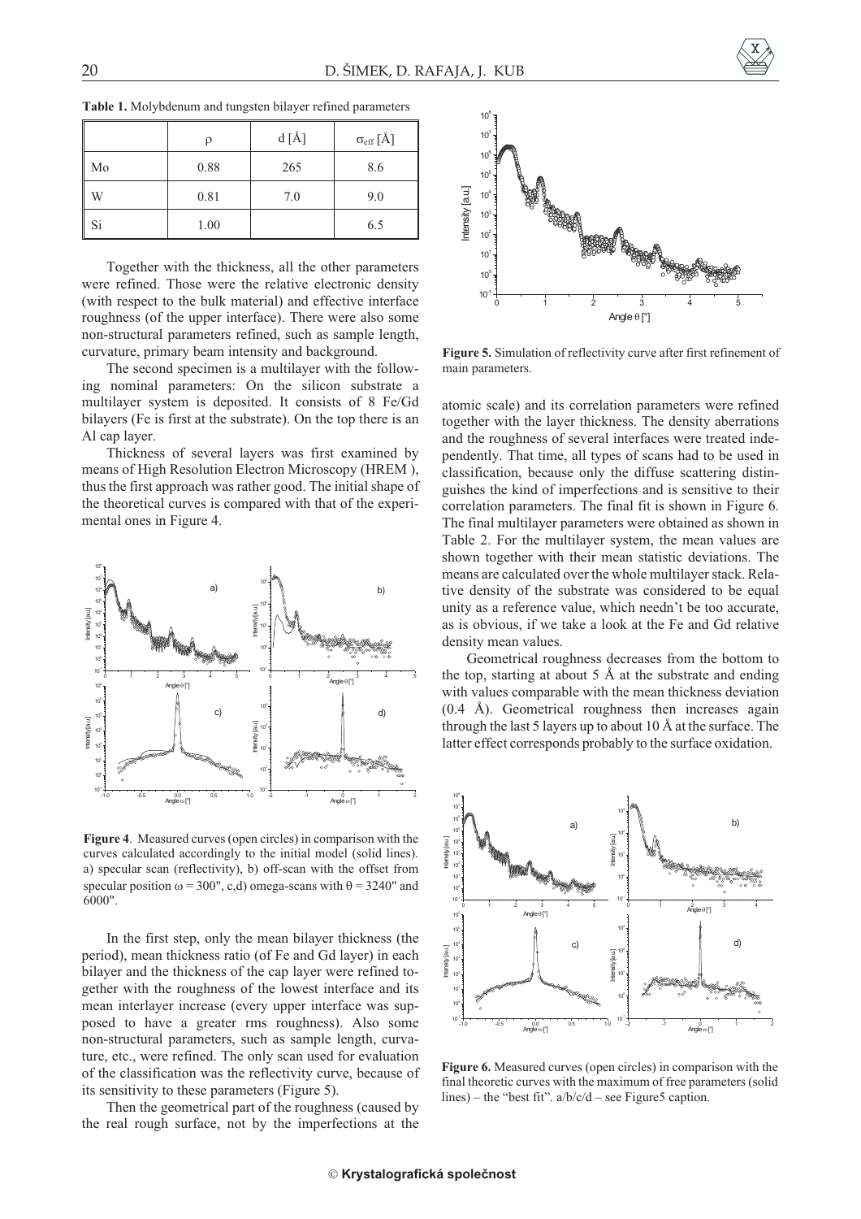**Table 1.** Molybdenum and tungsten bilayer refined parameters

| | ρ | d [Å] | $\sigma_{eff}$ [Å] |
|---|---|---|---|
| Mo | 0.88 | 265 | 8.6 |
| W | 0.81 | 7.0 | 9.0 |
| Si | 1.00 | | 6.5 |

Together with the thickness, all the other parameters were refined. Those were the relative electronic density (with respect to the bulk material) and effective interface roughness (of the upper interface). There were also some non-structural parameters refined, such as sample length, curvature, primary beam intensity and background.

The second specimen is a multilayer with the following nominal parameters: On the silicon substrate a multilayer system is deposited. It consists of 8 Fe/Gd bilayers (Fe is first at the substrate). On the top there is an Al cap layer.

Thickness of several layers was first examined by means of High Resolution Electron Microscopy (HREM ), thus the first approach was rather good. The initial shape of the theoretical curves is compared with that of the experimental ones in Figure 4.

**Figure 4**. Measured curves (open circles) in comparison with the curves calculated accordingly to the initial model (solid lines). a) specular scan (reflectivity), b) off-scan with the offset from specular position ω = 300", c,d) omega-scans with θ = 3240" and 6000".

In the first step, only the mean bilayer thickness (the period), mean thickness ratio (of Fe and Gd layer) in each bilayer and the thickness of the cap layer were refined together with the roughness of the lowest interface and its mean interlayer increase (every upper interface was supposed to have a greater rms roughness). Also some non-structural parameters, such as sample length, curvature, etc., were refined. The only scan used for evaluation of the classification was the reflectivity curve, because of its sensitivity to these parameters (Figure 5).

Then the geometrical part of the roughness (caused by the real rough surface, not by the imperfections at the atomic scale) and its correlation parameters were refined together with the layer thickness. The density aberrations and the roughness of several interfaces were treated independently. That time, all types of scans had to be used in classification, because only the diffuse scattering distinguishes the kind of imperfections and is sensitive to their correlation parameters. The final fit is shown in Figure 6. The final multilayer parameters were obtained as shown in Table 2. For the multilayer system, the mean values are shown together with their mean statistic deviations. The means are calculated over the whole multilayer stack. Relative density of the substrate was considered to be equal unity as a reference value, which needn't be too accurate, as is obvious, if we take a look at the Fe and Gd relative density mean values.

**Figure 5.** Simulation of reflectivity curve after first refinement of main parameters.

Geometrical roughness decreases from the bottom to the top, starting at about 5 Å at the substrate and ending with values comparable with the mean thickness deviation (0.4 Å). Geometrical roughness then increases again through the last 5 layers up to about 10 Å at the surface. The latter effect corresponds probably to the surface oxidation.

**Figure 6.** Measured curves (open circles) in comparison with the final theoretic curves with the maximum of free parameters (solid lines) – the "best fit". a/b/c/d – see Figure5 caption.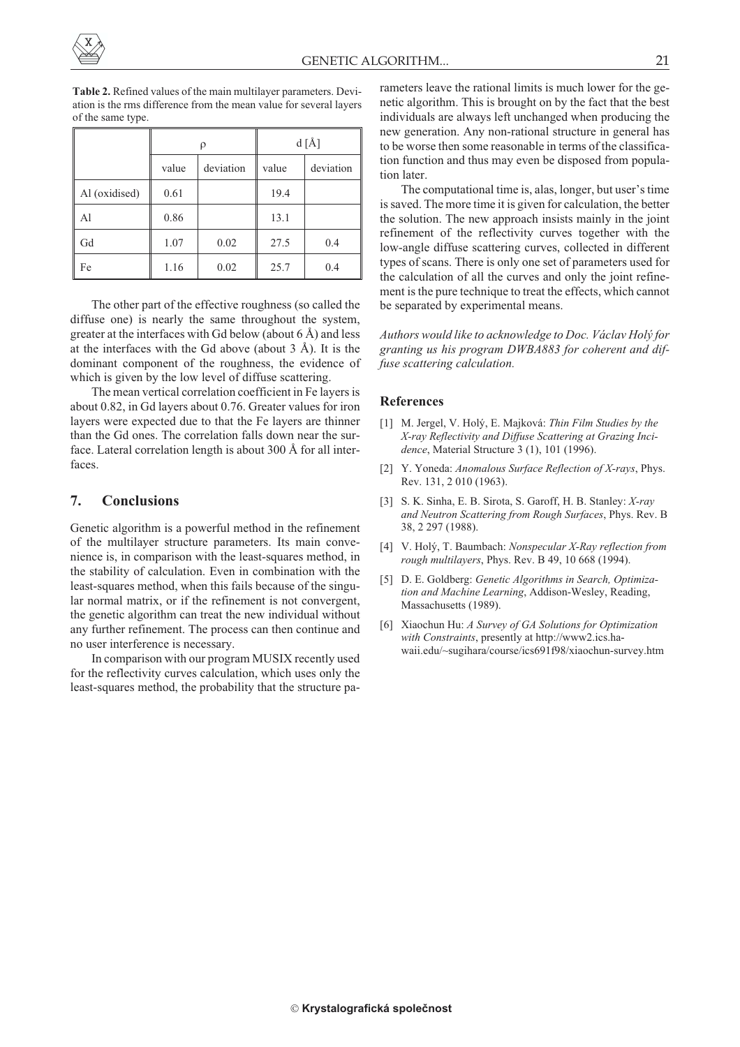**Table 2.** Refined values of the main multilayer parameters. Deviation is the rms difference from the mean value for several layers of the same type.

| | ρ | | d [Å] | |
|---|---|---|---|---|
| | value | deviation | value | deviation |
| Al (oxidised) | 0.61 | | 19.4 | |
| Al | 0.86 | | 13.1 | |
| Gd | 1.07 | 0.02 | 27.5 | 0.4 |
| Fe | 1.16 | 0.02 | 25.7 | 0.4 |

The other part of the effective roughness (so called the diffuse one) is nearly the same throughout the system, greater at the interfaces with Gd below (about 6 Å) and less at the interfaces with the Gd above (about 3 Å). It is the dominant component of the roughness, the evidence of which is given by the low level of diffuse scattering.

The mean vertical correlation coefficient in Fe layers is about 0.82, in Gd layers about 0.76. Greater values for iron layers were expected due to that the Fe layers are thinner than the Gd ones. The correlation falls down near the surface. Lateral correlation length is about 300 Å for all interfaces.

## 7. Conclusions

Genetic algorithm is a powerful method in the refinement of the multilayer structure parameters. Its main convenience is, in comparison with the least-squares method, in the stability of calculation. Even in combination with the least-squares method, when this fails because of the singular normal matrix, or if the refinement is not convergent, the genetic algorithm can treat the new individual without any further refinement. The process can then continue and no user interference is necessary.

In comparison with our program MUSIX recently used for the reflectivity curves calculation, which uses only the least-squares method, the probability that the structure parameters leave the rational limits is much lower for the genetic algorithm. This is brought on by the fact that the best individuals are always left unchanged when producing the new generation. Any non-rational structure in general has to be worse then some reasonable in terms of the classification function and thus may even be disposed from population later.

The computational time is, alas, longer, but user's time is saved. The more time it is given for calculation, the better the solution. The new approach insists mainly in the joint refinement of the reflectivity curves together with the low-angle diffuse scattering curves, collected in different types of scans. There is only one set of parameters used for the calculation of all the curves and only the joint refinement is the pure technique to treat the effects, which cannot be separated by experimental means.

*Authors would like to acknowledge to Doc. Václav Holý for granting us his program DWBA883 for coherent and diffuse scattering calculation.*

### References

[1] M. Jergel, V. Holý, E. Majková: *Thin Film Studies by the X-ray Reflectivity and Diffuse Scattering at Grazing Incidence*, Material Structure 3 (1), 101 (1996).

[2] Y. Yoneda: *Anomalous Surface Reflection of X-rays*, Phys. Rev. 131, 2 010 (1963).

[3] S. K. Sinha, E. B. Sirota, S. Garoff, H. B. Stanley: *X-ray and Neutron Scattering from Rough Surfaces*, Phys. Rev. B 38, 2 297 (1988).

[4] V. Holý, T. Baumbach: *Nonspecular X-Ray reflection from rough multilayers*, Phys. Rev. B 49, 10 668 (1994).

[5] D. E. Goldberg: *Genetic Algorithms in Search, Optimization and Machine Learning*, Addison-Wesley, Reading, Massachusetts (1989).

[6] Xiaochun Hu: *A Survey of GA Solutions for Optimization with Constraints*, presently at http://www2.ics.hawaii.edu/~sugihara/course/ics691f98/xiaochun-survey.htm